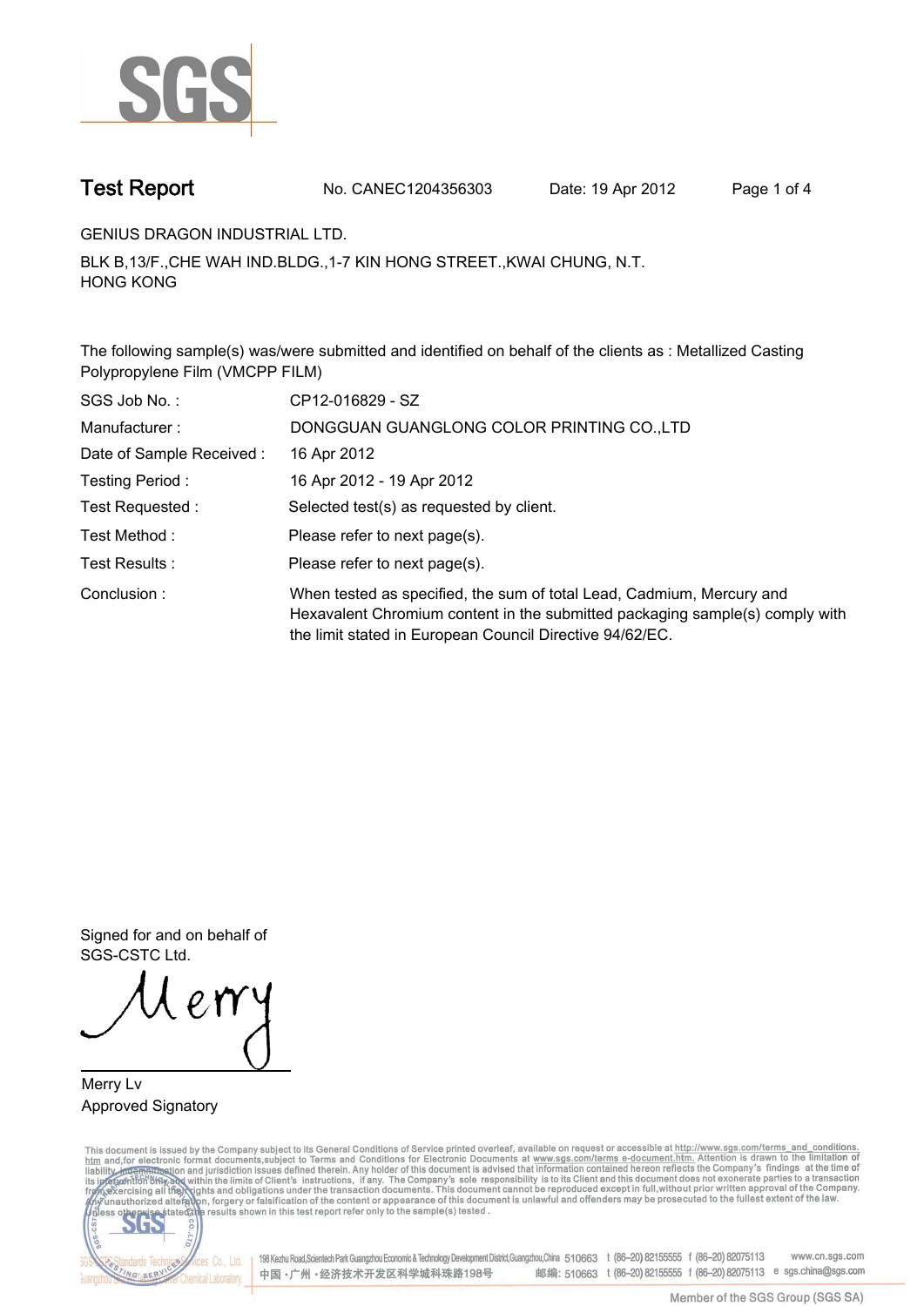# Test Report

No. CANEC1204356303 Date: 19 Apr 2012

GENIUS DRAGON INDUSTRIAL LTD.

BLK B,13/F.,CHE WAH IND.BLDG.,1-7 KIN HONG STREET.,KWAI CHUNG, N.T.
HONG KONG

The following sample(s) was/were submitted and identified on behalf of the clients as : Metallized Casting Polypropylene Film (VMCPP FILM)

| | |
|---|---|
| SGS Job No. : | CP12-016829 - SZ |
| Manufacturer : | DONGGUAN GUANGLONG COLOR PRINTING CO.,LTD |
| Date of Sample Received : | 16 Apr 2012 |
| Testing Period : | 16 Apr 2012 - 19 Apr 2012 |
| Test Requested : | Selected test(s) as requested by client. |
| Test Method : | Please refer to next page(s). |
| Test Results : | Please refer to next page(s). |
| Conclusion : | When tested as specified, the sum of total Lead, Cadmium, Mercury and Hexavalent Chromium content in the submitted packaging sample(s) comply with the limit stated in European Council Directive 94/62/EC. |

Signed for and on behalf of
SGS-CSTC Ltd.

Merry Lv
Approved Signatory

This document is issued by the Company subject to its General Conditions of Service printed overleaf, available on request or accessible at http://www.sgs.com/terms_and_conditions.htm and,for electronic format documents,subject to Terms and Conditions for Electronic Documents at www.sgs.com/terms_e-document.htm. Attention is drawn to the limitation of liability, indemnification and jurisdiction issues defined therein. Any holder of this document is advised that information contained hereon reflects the Company's findings at the time of its intervention only and within the limits of Client's instructions, if any. The Company's sole responsibility is to its Client and this document does not exonerate parties to a transaction from exercising all their rights and obligations under the transaction documents. This document cannot be reproduced except in full,without prior written approval of the Company. Any unauthorized alteration, forgery or falsification of the content or appearance of this document is unlawful and offenders may be prosecuted to the fullest extent of the law. Unless otherwise stated the results shown in this test report refer only to the sample(s) tested .

198 Kezhu Road,Scientech Park Guangzhou Economic & Technology Development District,Guangzhou,China 510663 t (86–20) 82155555 f (86–20) 82075113 www.cn.sgs.com
中国 · 广州 · 经济技术开发区科学城科珠路198号 邮编: 510663 t (86–20) 82155555 f (86–20) 82075113 e sgs.china@sgs.com

Member of the SGS Group (SGS SA)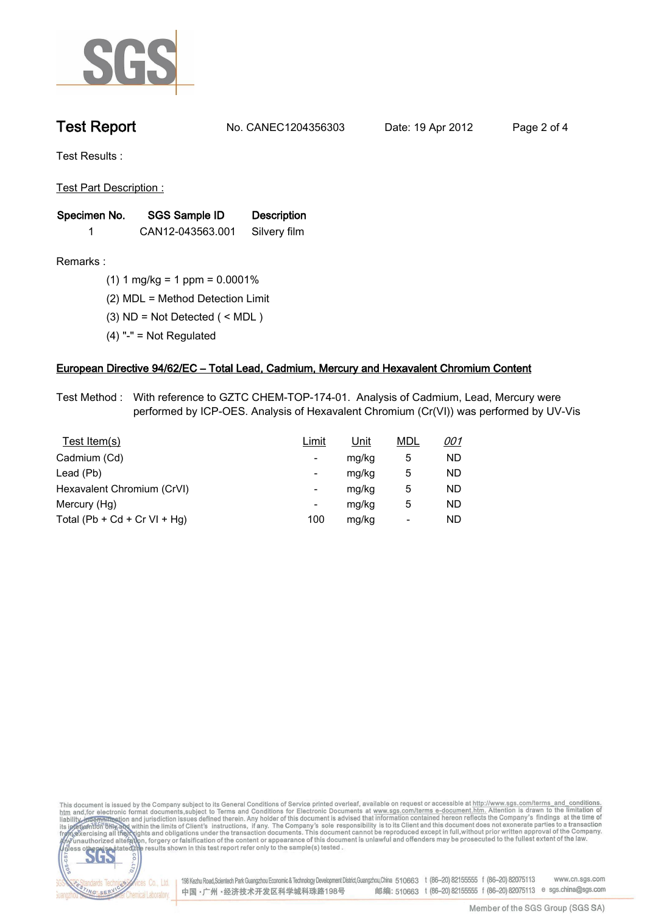**Test Report** No. CANEC1204356303 Date: 19 Apr 2012

Test Results :

Test Part Description :

| Specimen No. | SGS Sample ID | Description |
|---|---|---|
| 1 | CAN12-043563.001 | Silvery film |

Remarks :

(1) 1 mg/kg = 1 ppm = 0.0001%

(2) MDL = Method Detection Limit

(3) ND = Not Detected ( < MDL )

(4) "-" = Not Regulated

## European Directive 94/62/EC – Total Lead, Cadmium, Mercury and Hexavalent Chromium Content

Test Method : With reference to GZTC CHEM-TOP-174-01. Analysis of Cadmium, Lead, Mercury were performed by ICP-OES. Analysis of Hexavalent Chromium (Cr(VI)) was performed by UV-Vis

| Test Item(s) | Limit | Unit | MDL | *001* |
|---|---|---|---|---|
| Cadmium (Cd) | - | mg/kg | 5 | ND |
| Lead (Pb) | - | mg/kg | 5 | ND |
| Hexavalent Chromium (CrVI) | - | mg/kg | 5 | ND |
| Mercury (Hg) | - | mg/kg | 5 | ND |
| Total (Pb + Cd + Cr VI + Hg) | 100 | mg/kg | - | ND |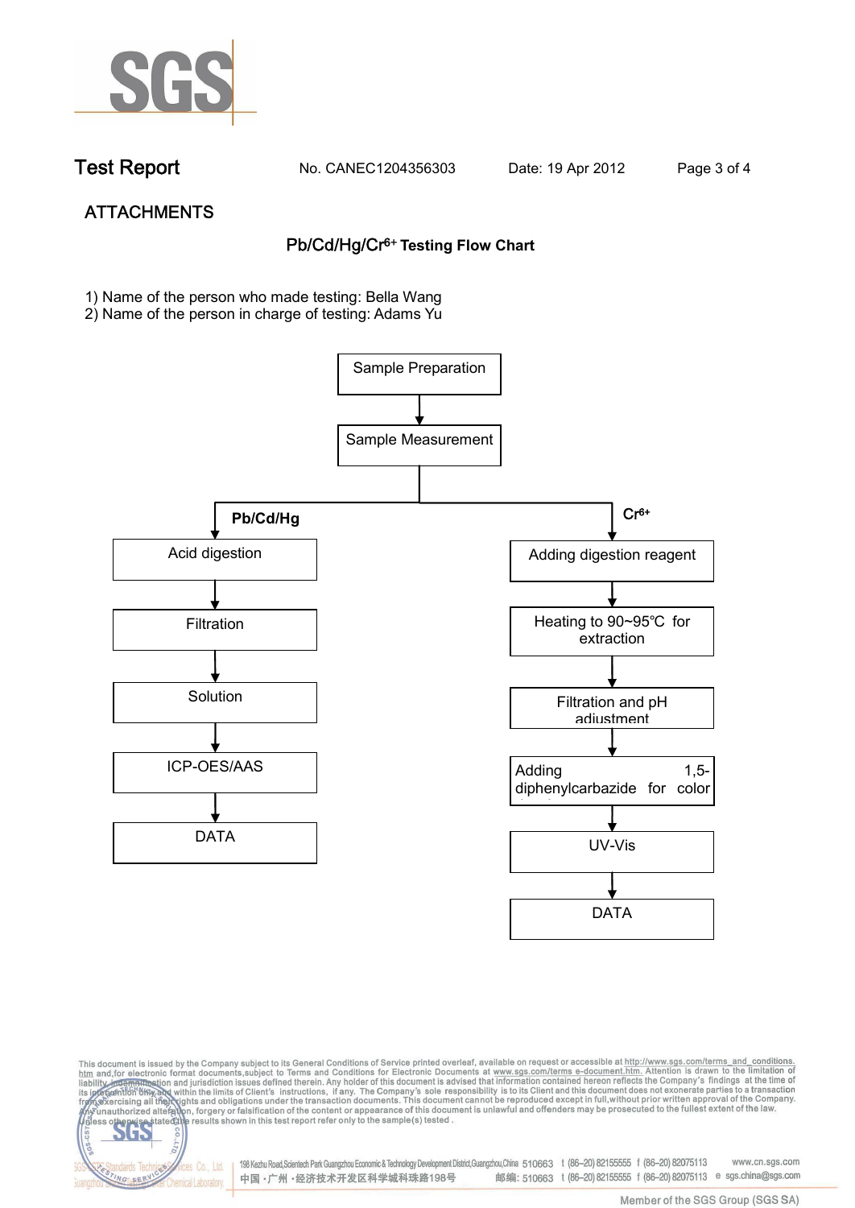## ATTACHMENTS

### Pb/Cd/Hg/$Cr^{6+}$ Testing Flow Chart

1) Name of the person who made testing: Bella Wang
2) Name of the person in charge of testing: Adams Yu

Sample Preparation → Sample Measurement

**Pb/Cd/Hg**

- Acid digestion
- Filtration
- Solution
- ICP-OES/AAS
- DATA

**$Cr^{6+}$**

- Adding digestion reagent
- Heating to 90~95℃ for extraction
- Filtration and pH adjustment
- Adding 1,5-diphenylcarbazide for color
- UV-Vis
- DATA

This document is issued by the Company subject to its General Conditions of Service printed overleaf, available on request or accessible at http://www.sgs.com/terms_and_conditions.htm and,for electronic format documents,subject to Terms and Conditions for Electronic Documents at www.sgs.com/terms_e-document.htm. Attention is drawn to the limitation of liability, indemnification and jurisdiction issues defined therein. Any holder of this document is advised that information contained hereon reflects the Company's findings at the time of its intervention only and within the limits of Client's instructions, if any. The Company's sole responsibility is to its Client and this document does not exonerate parties to a transaction from exercising all their rights and obligations under the transaction documents. This document cannot be reproduced except in full,without prior written approval of the Company. Any unauthorized alteration, forgery or falsification of the content or appearance of this document is unlawful and offenders may be prosecuted to the fullest extent of the law. Unless otherwise stated the results shown in this test report refer only to the sample(s) tested.

198 Kezhu Road,Scientech Park Guangzhou Economic & Technology Development District,Guangzhou,China 510663 t (86–20) 82155555 f (86–20) 82075113 www.cn.sgs.com
中国・广州・经济技术开发区科学城科珠路198号 邮编: 510663 t (86–20) 82155555 f (86–20) 82075113 e sgs.china@sgs.com

Member of the SGS Group (SGS SA)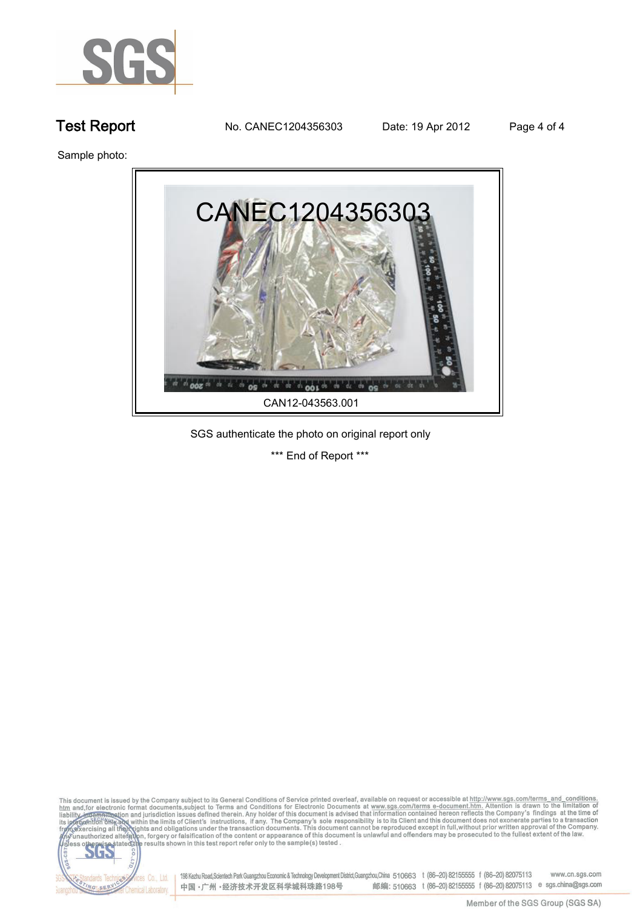# Test Report

No. CANEC1204356303 Date: 19 Apr 2012

Sample photo:

CANEC1204356303

CAN12-043563.001

SGS authenticate the photo on original report only

*** End of Report ***

This document is issued by the Company subject to its General Conditions of Service printed overleaf, available on request or accessible at http://www.sgs.com/terms_and_conditions.htm and, for electronic format documents, subject to Terms and Conditions for Electronic Documents at www.sgs.com/terms_e-document.htm. Attention is drawn to the limitation of liability, indemnification and jurisdiction issues defined therein. Any holder of this document is advised that information contained hereon reflects the Company's findings at the time of its intervention only and within the limits of Client's instructions, if any. The Company's sole responsibility is to its Client and this document does not exonerate parties to a transaction from exercising all their rights and obligations under the transaction documents. This document cannot be reproduced except in full, without prior written approval of the Company. Any unauthorized alteration, forgery or falsification of the content or appearance of this document is unlawful and offenders may be prosecuted to the fullest extent of the law. Unless otherwise stated the results shown in this test report refer only to the sample(s) tested.

198 Kezhu Road, Scientech Park Guangzhou Economic & Technology Development District, Guangzhou, China 510663 t (86-20) 82155555 f (86-20) 82075113 www.cn.sgs.com

中国・广州・经济技术开发区科学城科珠路198号 邮编: 510663 t (86-20) 82155555 f (86-20) 82075113 e sgs.china@sgs.com

Member of the SGS Group (SGS SA)